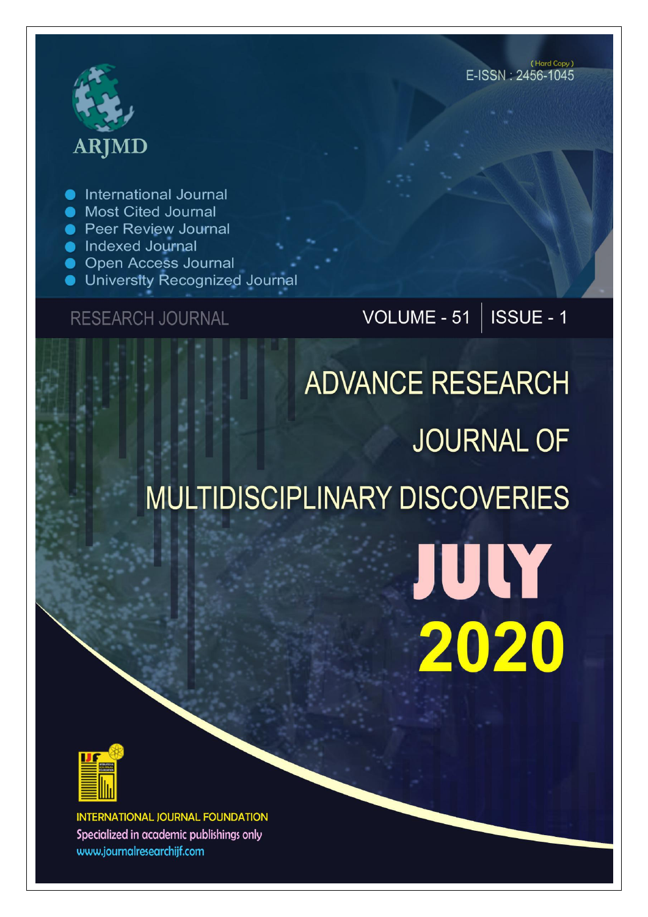ARJMD

(Hard Copy)
E-ISSN : 2456-1045

- International Journal
- Most Cited Journal
- Peer Review Journal
- Indexed Journal
- Open Access Journal
- University Recognized Journal

RESEARCH JOURNAL

VOLUME - 51 | ISSUE - 1

# ADVANCE RESEARCH JOURNAL OF MULTIDISCIPLINARY DISCOVERIES

JULY 2020

INTERNATIONAL JOURNAL FOUNDATION

Specialized in academic publishings only

www.journalresearchijf.com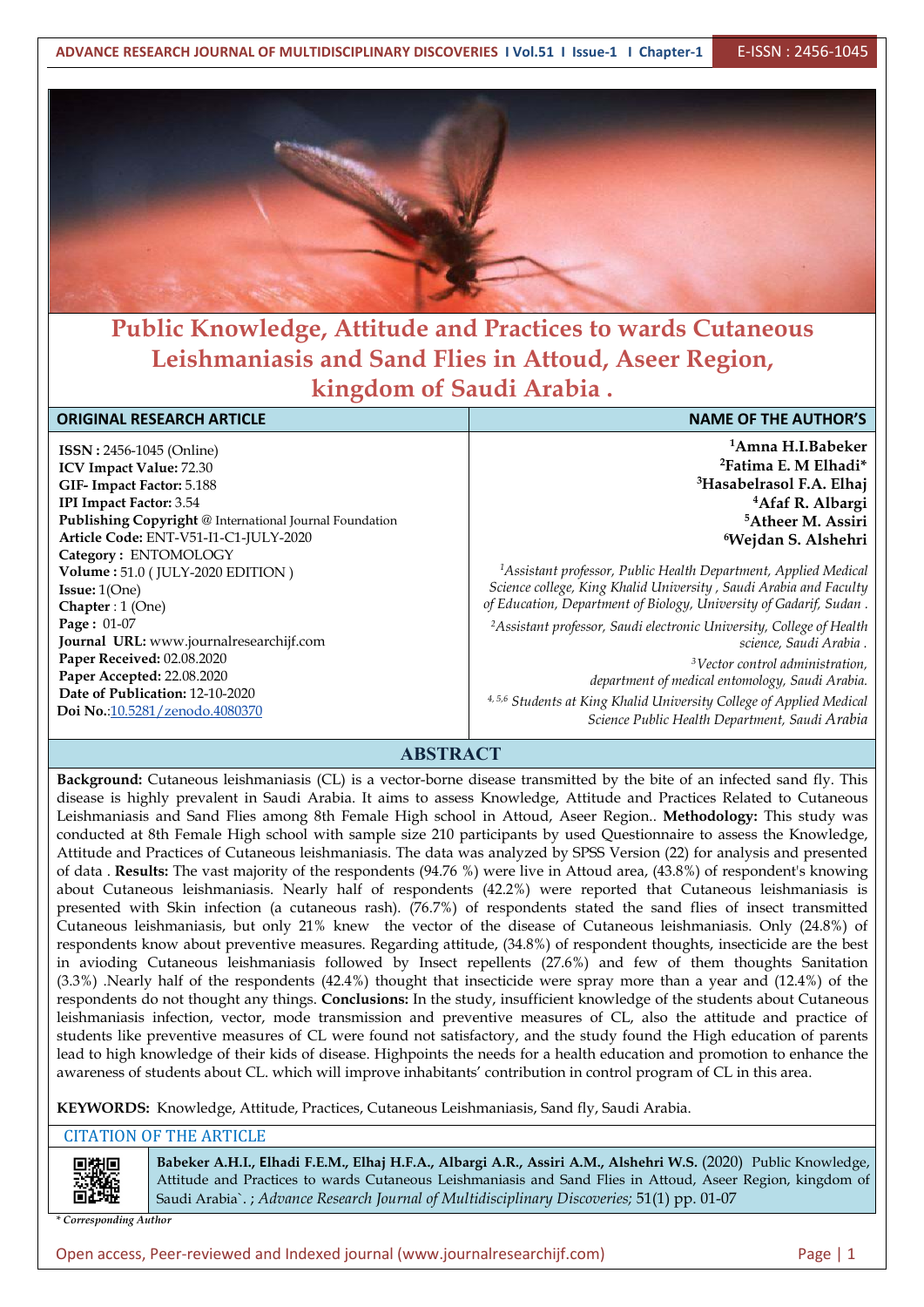# Public Knowledge, Attitude and Practices to wards Cutaneous Leishmaniasis and Sand Flies in Attoud, Aseer Region, kingdom of Saudi Arabia .

| ORIGINAL RESEARCH ARTICLE | NAME OF THE AUTHOR'S |
|---|---|
| **ISSN :** 2456-1045 (Online)<br>**ICV Impact Value:** 72.30<br>**GIF- Impact Factor:** 5.188<br>**IPI Impact Factor:** 3.54<br>**Publishing Copyright** @ International Journal Foundation<br>**Article Code:** ENT-V51-I1-C1-JULY-2020<br>**Category :** ENTOMOLOGY<br>**Volume :** 51.0 ( JULY-2020 EDITION )<br>**Issue:** 1(One)<br>**Chapter** : 1 (One)<br>**Page :** 01-07<br>**Journal URL:** www.journalresearchijf.com<br>**Paper Received:** 02.08.2020<br>**Paper Accepted:** 22.08.2020<br>**Date of Publication:** 12-10-2020<br>**Doi No.**:10.5281/zenodo.4080370 | **[1]Amna H.I.Babeker**<br>**[2]Fatima E. M Elhadi***<br>**[3]Hasabelrasol F.A. Elhaj**<br>**[4]Afaf R. Albargi**<br>**[5]Atheer M. Assiri**<br>**[6]Wejdan S. Alshehri**<br><br>*[1]Assistant professor, Public Health Department, Applied Medical Science college, King Khalid University , Saudi Arabia and Faculty of Education, Department of Biology, University of Gadarif, Sudan .*<br>*[2]Assistant professor, Saudi electronic University, College of Health science, Saudi Arabia .*<br>*[3]Vector control administration, department of medical entomology, Saudi Arabia.*<br>*[4, 5,6] Students at King Khalid University College of Applied Medical Science Public Health Department, Saudi Arabia* |

## ABSTRACT

**Background:** Cutaneous leishmaniasis (CL) is a vector-borne disease transmitted by the bite of an infected sand fly. This disease is highly prevalent in Saudi Arabia. It aims to assess Knowledge, Attitude and Practices Related to Cutaneous Leishmaniasis and Sand Flies among 8th Female High school in Attoud, Aseer Region.. **Methodology:** This study was conducted at 8th Female High school with sample size 210 participants by used Questionnaire to assess the Knowledge, Attitude and Practices of Cutaneous leishmaniasis. The data was analyzed by SPSS Version (22) for analysis and presented of data . **Results:** The vast majority of the respondents (94.76 %) were live in Attoud area, (43.8%) of respondent's knowing about Cutaneous leishmaniasis. Nearly half of respondents (42.2%) were reported that Cutaneous leishmaniasis is presented with Skin infection (a cutaneous rash). (76.7%) of respondents stated the sand flies of insect transmitted Cutaneous leishmaniasis, but only 21% knew the vector of the disease of Cutaneous leishmaniasis. Only (24.8%) of respondents know about preventive measures. Regarding attitude, (34.8%) of respondent thoughts, insecticide are the best in avioding Cutaneous leishmaniasis followed by Insect repellents (27.6%) and few of them thoughts Sanitation (3.3%) .Nearly half of the respondents (42.4%) thought that insecticide were spray more than a year and (12.4%) of the respondents do not thought any things. **Conclusions:** In the study, insufficient knowledge of the students about Cutaneous leishmaniasis infection, vector, mode transmission and preventive measures of CL, also the attitude and practice of students like preventive measures of CL were found not satisfactory, and the study found the High education of parents lead to high knowledge of their kids of disease. Highpoints the needs for a health education and promotion to enhance the awareness of students about CL. which will improve inhabitants' contribution in control program of CL in this area.

**KEYWORDS:** Knowledge, Attitude, Practices, Cutaneous Leishmaniasis, Sand fly, Saudi Arabia.

## CITATION OF THE ARTICLE

**Babeker A.H.I., Elhadi F.E.M., Elhaj H.F.A., Albargi A.R., Assiri A.M., Alshehri W.S.** (2020) Public Knowledge, Attitude and Practices to wards Cutaneous Leishmaniasis and Sand Flies in Attoud, Aseer Region, kingdom of Saudi Arabia`. ; *Advance Research Journal of Multidisciplinary Discoveries;* 51(1) pp. 01-07

*\* Corresponding Author*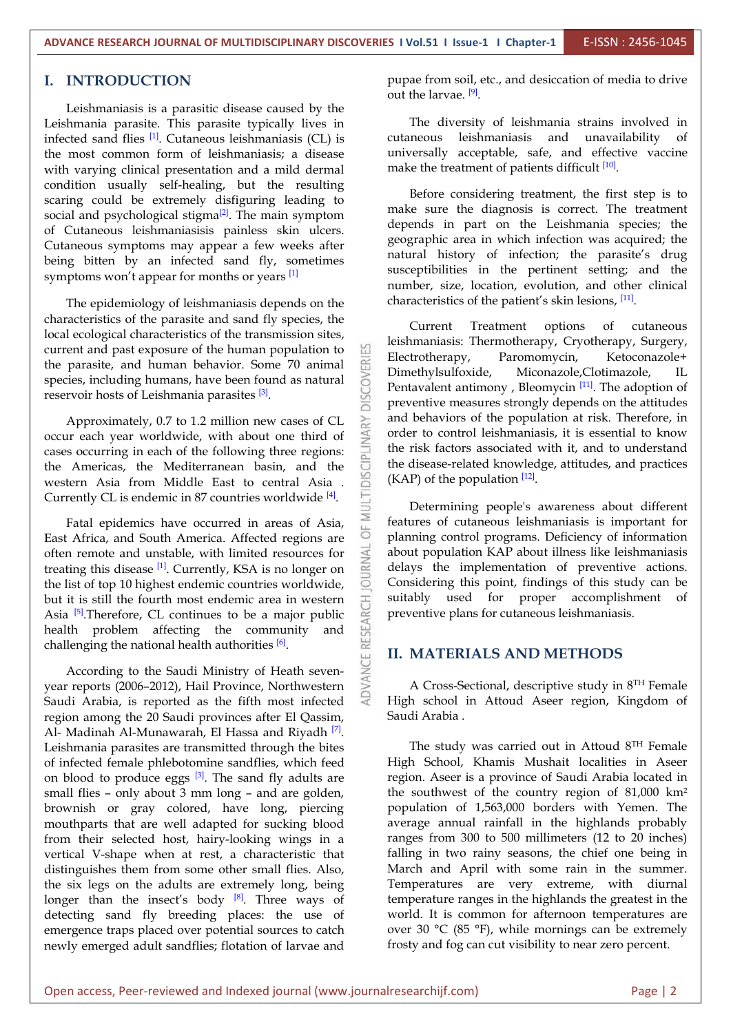# I. INTRODUCTION

Leishmaniasis is a parasitic disease caused by the Leishmania parasite. This parasite typically lives in infected sand flies [1]. Cutaneous leishmaniasis (CL) is the most common form of leishmaniasis; a disease with varying clinical presentation and a mild dermal condition usually self-healing, but the resulting scaring could be extremely disfiguring leading to social and psychological stigma[2]. The main symptom of Cutaneous leishmaniasisis painless skin ulcers. Cutaneous symptoms may appear a few weeks after being bitten by an infected sand fly, sometimes symptoms won't appear for months or years [1]

The epidemiology of leishmaniasis depends on the characteristics of the parasite and sand fly species, the local ecological characteristics of the transmission sites, current and past exposure of the human population to the parasite, and human behavior. Some 70 animal species, including humans, have been found as natural reservoir hosts of Leishmania parasites [3].

Approximately, 0.7 to 1.2 million new cases of CL occur each year worldwide, with about one third of cases occurring in each of the following three regions: the Americas, the Mediterranean basin, and the western Asia from Middle East to central Asia . Currently CL is endemic in 87 countries worldwide [4].

Fatal epidemics have occurred in areas of Asia, East Africa, and South America. Affected regions are often remote and unstable, with limited resources for treating this disease [1]. Currently, KSA is no longer on the list of top 10 highest endemic countries worldwide, but it is still the fourth most endemic area in western Asia [5].Therefore, CL continues to be a major public health problem affecting the community and challenging the national health authorities [6].

According to the Saudi Ministry of Heath seven-year reports (2006–2012), Hail Province, Northwestern Saudi Arabia, is reported as the fifth most infected region among the 20 Saudi provinces after El Qassim, Al- Madinah Al-Munawarah, El Hassa and Riyadh [7]. Leishmania parasites are transmitted through the bites of infected female phlebotomine sandflies, which feed on blood to produce eggs [3]. The sand fly adults are small flies – only about 3 mm long – and are golden, brownish or gray colored, have long, piercing mouthparts that are well adapted for sucking blood from their selected host, hairy-looking wings in a vertical V-shape when at rest, a characteristic that distinguishes them from some other small flies. Also, the six legs on the adults are extremely long, being longer than the insect's body [8]. Three ways of detecting sand fly breeding places: the use of emergence traps placed over potential sources to catch newly emerged adult sandflies; flotation of larvae and pupae from soil, etc., and desiccation of media to drive out the larvae. [9].

The diversity of leishmania strains involved in cutaneous leishmaniasis and unavailability of universally acceptable, safe, and effective vaccine make the treatment of patients difficult [10].

Before considering treatment, the first step is to make sure the diagnosis is correct. The treatment depends in part on the Leishmania species; the geographic area in which infection was acquired; the natural history of infection; the parasite's drug susceptibilities in the pertinent setting; and the number, size, location, evolution, and other clinical characteristics of the patient's skin lesions, [11].

Current Treatment options of cutaneous leishmaniasis: Thermotherapy, Cryotherapy, Surgery, Electrotherapy, Paromomycin, Ketoconazole+ Dimethylsulfoxide, Miconazole,Clotimazole, IL Pentavalent antimony , Bleomycin [11]. The adoption of preventive measures strongly depends on the attitudes and behaviors of the population at risk. Therefore, in order to control leishmaniasis, it is essential to know the risk factors associated with it, and to understand the disease-related knowledge, attitudes, and practices (KAP) of the population [12].

Determining people's awareness about different features of cutaneous leishmaniasis is important for planning control programs. Deficiency of information about population KAP about illness like leishmaniasis delays the implementation of preventive actions. Considering this point, findings of this study can be suitably used for proper accomplishment of preventive plans for cutaneous leishmaniasis.

# II. MATERIALS AND METHODS

A Cross-Sectional, descriptive study in 8TH Female High school in Attoud Aseer region, Kingdom of Saudi Arabia .

The study was carried out in Attoud 8TH Female High School, Khamis Mushait localities in Aseer region. Aseer is a province of Saudi Arabia located in the southwest of the country region of 81,000 km² population of 1,563,000 borders with Yemen. The average annual rainfall in the highlands probably ranges from 300 to 500 millimeters (12 to 20 inches) falling in two rainy seasons, the chief one being in March and April with some rain in the summer. Temperatures are very extreme, with diurnal temperature ranges in the highlands the greatest in the world. It is common for afternoon temperatures are over 30 °C (85 °F), while mornings can be extremely frosty and fog can cut visibility to near zero percent.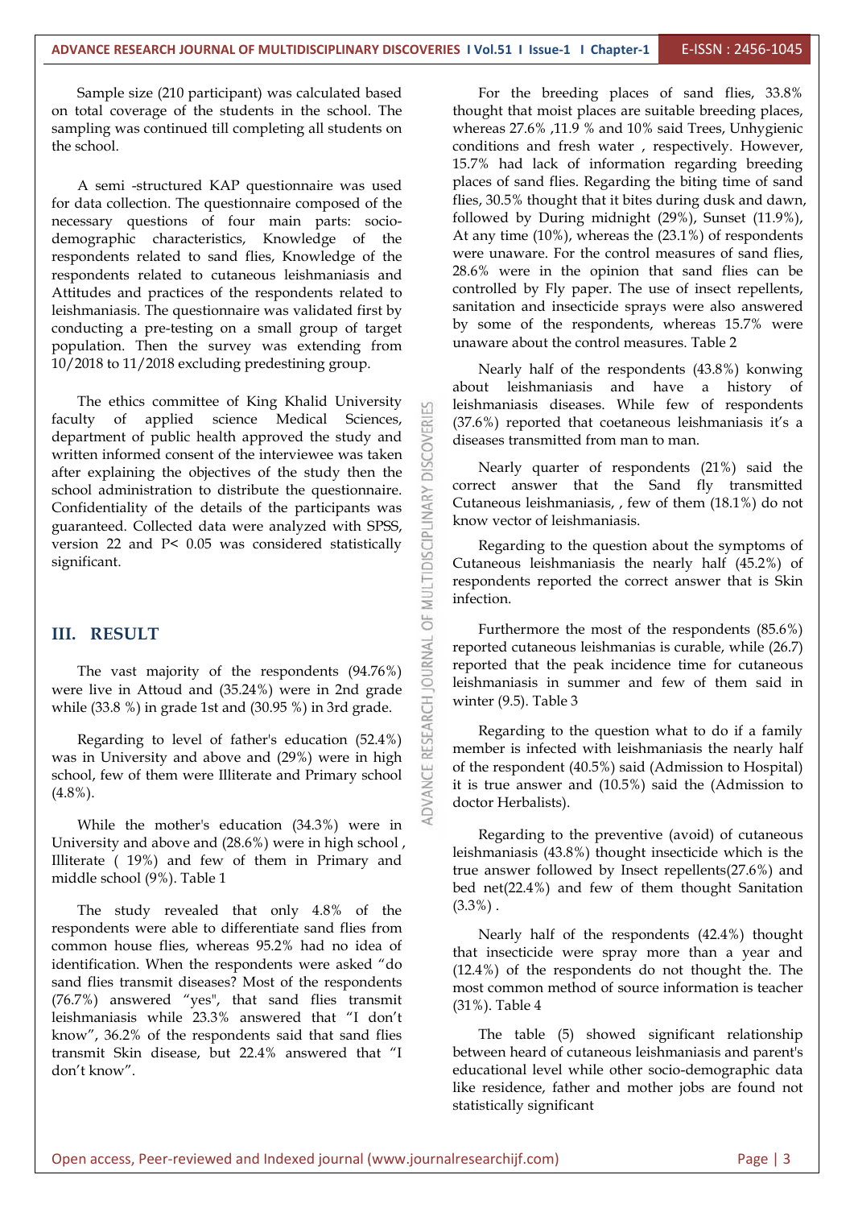Sample size (210 participant) was calculated based on total coverage of the students in the school. The sampling was continued till completing all students on the school.

A semi -structured KAP questionnaire was used for data collection. The questionnaire composed of the necessary questions of four main parts: socio-demographic characteristics, Knowledge of the respondents related to sand flies, Knowledge of the respondents related to cutaneous leishmaniasis and Attitudes and practices of the respondents related to leishmaniasis. The questionnaire was validated first by conducting a pre-testing on a small group of target population. Then the survey was extending from 10/2018 to 11/2018 excluding predestining group.

The ethics committee of King Khalid University faculty of applied science Medical Sciences, department of public health approved the study and written informed consent of the interviewee was taken after explaining the objectives of the study then the school administration to distribute the questionnaire. Confidentiality of the details of the participants was guaranteed. Collected data were analyzed with SPSS, version 22 and P< 0.05 was considered statistically significant.

## III. RESULT

The vast majority of the respondents (94.76%) were live in Attoud and (35.24%) were in 2nd grade while (33.8 %) in grade 1st and (30.95 %) in 3rd grade.

Regarding to level of father's education (52.4%) was in University and above and (29%) were in high school, few of them were Illiterate and Primary school (4.8%).

While the mother's education (34.3%) were in University and above and (28.6%) were in high school , Illiterate ( 19%) and few of them in Primary and middle school (9%). Table 1

The study revealed that only 4.8% of the respondents were able to differentiate sand flies from common house flies, whereas 95.2% had no idea of identification. When the respondents were asked “do sand flies transmit diseases? Most of the respondents (76.7%) answered "yes", that sand flies transmit leishmaniasis while 23.3% answered that “I don’t know”, 36.2% of the respondents said that sand flies transmit Skin disease, but 22.4% answered that “I don’t know”.

For the breeding places of sand flies, 33.8% thought that moist places are suitable breeding places, whereas 27.6% ,11.9 % and 10% said Trees, Unhygienic conditions and fresh water , respectively. However, 15.7% had lack of information regarding breeding places of sand flies. Regarding the biting time of sand flies, 30.5% thought that it bites during dusk and dawn, followed by During midnight (29%), Sunset (11.9%), At any time (10%), whereas the (23.1%) of respondents were unaware. For the control measures of sand flies, 28.6% were in the opinion that sand flies can be controlled by Fly paper. The use of insect repellents, sanitation and insecticide sprays were also answered by some of the respondents, whereas 15.7% were unaware about the control measures. Table 2

Nearly half of the respondents (43.8%) konwing about leishmaniasis and have a history of leishmaniasis diseases. While few of respondents (37.6%) reported that coetaneous leishmaniasis it’s a diseases transmitted from man to man.

Nearly quarter of respondents (21%) said the correct answer that the Sand fly transmitted Cutaneous leishmaniasis, , few of them (18.1%) do not know vector of leishmaniasis.

Regarding to the question about the symptoms of Cutaneous leishmaniasis the nearly half (45.2%) of respondents reported the correct answer that is Skin infection.

Furthermore the most of the respondents (85.6%) reported cutaneous leishmanias is curable, while (26.7) reported that the peak incidence time for cutaneous leishmaniasis in summer and few of them said in winter (9.5). Table 3

Regarding to the question what to do if a family member is infected with leishmaniasis the nearly half of the respondent (40.5%) said (Admission to Hospital) it is true answer and (10.5%) said the (Admission to doctor Herbalists).

Regarding to the preventive (avoid) of cutaneous leishmaniasis (43.8%) thought insecticide which is the true answer followed by Insect repellents(27.6%) and bed net(22.4%) and few of them thought Sanitation (3.3%) .

Nearly half of the respondents (42.4%) thought that insecticide were spray more than a year and (12.4%) of the respondents do not thought the. The most common method of source information is teacher (31%). Table 4

The table (5) showed significant relationship between heard of cutaneous leishmaniasis and parent's educational level while other socio-demographic data like residence, father and mother jobs are found not statistically significant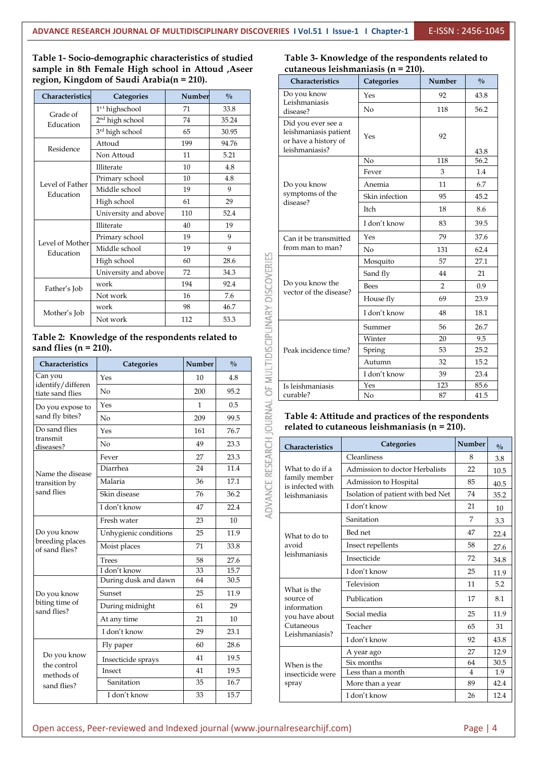**Table 1- Socio-demographic characteristics of studied sample in 8th Female High school in Attoud ,Aseer region, Kingdom of Saudi Arabia(n = 210).**

| Characteristics | Categories | Number | % |
|---|---|---|---|
| Grade of Education | 1st highschool | 71 | 33.8 |
| | 2nd high school | 74 | 35.24 |
| | 3rd high school | 65 | 30.95 |
| Residence | Attoud | 199 | 94.76 |
| | Non Attoud | 11 | 5.21 |
| Level of Father Education | Illiterate | 10 | 4.8 |
| | Primary school | 10 | 4.8 |
| | Middle school | 19 | 9 |
| | High school | 61 | 29 |
| | University and above | 110 | 52.4 |
| Level of Mother Education | Illiterate | 40 | 19 |
| | Primary school | 19 | 9 |
| | Middle school | 19 | 9 |
| | High school | 60 | 28.6 |
| | University and above | 72 | 34.3 |
| Father's Job | work | 194 | 92.4 |
| | Not work | 16 | 7.6 |
| Mother's Job | work | 98 | 46.7 |
| | Not work | 112 | 53.3 |

**Table 2: Knowledge of the respondents related to sand flies (n = 210).**

| Characteristics | Categories | Number | % |
|---|---|---|---|
| Can you identify/differentiate sand flies | Yes | 10 | 4.8 |
| | No | 200 | 95.2 |
| Do you expose to sand fly bites? | Yes | 1 | 0.5 |
| | No | 209 | 99.5 |
| Do sand flies transmit diseases? | Yes | 161 | 76.7 |
| | No | 49 | 23.3 |
| Name the disease transition by sand flies | Fever | 27 | 23.3 |
| | Diarrhea | 24 | 11.4 |
| | Malaria | 36 | 17.1 |
| | Skin disease | 76 | 36.2 |
| | I don't know | 47 | 22.4 |
| Do you know breeding places of sand flies? | Fresh water | 23 | 10 |
| | Unhygienic conditions | 25 | 11.9 |
| | Moist places | 71 | 33.8 |
| | Trees | 58 | 27.6 |
| | I don't know | 33 | 15.7 |
| Do you know biting time of sand flies? | During dusk and dawn | 64 | 30.5 |
| | Sunset | 25 | 11.9 |
| | During midnight | 61 | 29 |
| | At any time | 21 | 10 |
| | I don't know | 29 | 23.1 |
| Do you know the control methods of sand flies? | Fly paper | 60 | 28.6 |
| | Insecticide sprays | 41 | 19.5 |
| | Insect | 41 | 19.5 |
| | Sanitation | 35 | 16.7 |
| | I don't know | 33 | 15.7 |

**Table 3- Knowledge of the respondents related to cutaneous leishmaniasis (n = 210).**

| Characteristics | Categories | Number | % |
|---|---|---|---|
| Do you know Leishmaniasis disease? | Yes | 92 | 43.8 |
| | No | 118 | 56.2 |
| Did you ever see a leishmaniasis patient or have a history of leishmaniasis? | Yes | 92 | 43.8 |
| | No | 118 | 56.2 |
| Do you know symptoms of the disease? | Fever | 3 | 1.4 |
| | Anemia | 11 | 6.7 |
| | Skin infection | 95 | 45.2 |
| | Itch | 18 | 8.6 |
| | I don't know | 83 | 39.5 |
| Can it be transmitted from man to man? | Yes | 79 | 37.6 |
| | No | 131 | 62.4 |
| Do you know the vector of the disease? | Mosquito | 57 | 27.1 |
| | Sand fly | 44 | 21 |
| | Bees | 2 | 0.9 |
| | House fly | 69 | 23.9 |
| | I don't know | 48 | 18.1 |
| Peak incidence time? | Summer | 56 | 26.7 |
| | Winter | 20 | 9.5 |
| | Spring | 53 | 25.2 |
| | Autumn | 32 | 15.2 |
| | I don't know | 39 | 23.4 |
| Is leishmaniasis curable? | Yes | 123 | 85.6 |
| | No | 87 | 41.5 |

**Table 4: Attitude and practices of the respondents related to cutaneous leishmaniasis (n = 210).**

| Characteristics | Categories | Number | % |
|---|---|---|---|
| What to do if a family member is infected with leishmaniasis | Cleanliness | 8 | 3.8 |
| | Admission to doctor Herbalists | 22 | 10.5 |
| | Admission to Hospital | 85 | 40.5 |
| | Isolation of patient with bed Net | 74 | 35.2 |
| | I don't know | 21 | 10 |
| What to do to avoid leishmaniasis | Sanitation | 7 | 3.3 |
| | Bed net | 47 | 22.4 |
| | Insect repellents | 58 | 27.6 |
| | Insecticide | 72 | 34.8 |
| | I don't know | 25 | 11.9 |
| What is the source of information you have about Cutaneous Leishmaniasis? | Television | 11 | 5.2 |
| | Publication | 17 | 8.1 |
| | Social media | 25 | 11.9 |
| | Teacher | 65 | 31 |
| | I don't know | 92 | 43.8 |
| When is the insecticide were spray | A year ago | 27 | 12.9 |
| | Six months | 64 | 30.5 |
| | Less than a month | 4 | 1.9 |
| | More than a year | 89 | 42.4 |
| | I don't know | 26 | 12.4 |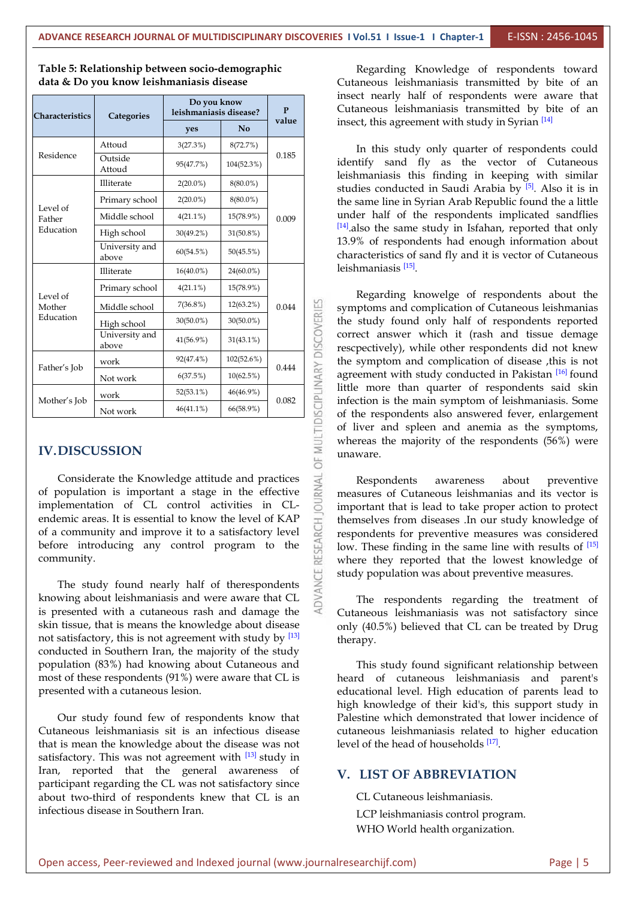**Table 5: Relationship between socio-demographic data & Do you know leishmaniasis disease**

| Characteristics | Categories | Do you know leishmaniasis disease? | | P value |
|---|---|---|---|---|
| | | yes | No | |
| Residence | Attoud | 3(27.3%) | 8(72.7%) | 0.185 |
| | Outside Attoud | 95(47.7%) | 104(52.3%) | |
| Level of Father Education | Illiterate | 2(20.0%) | 8(80.0%) | 0.009 |
| | Primary school | 2(20.0%) | 8(80.0%) | |
| | Middle school | 4(21.1%) | 15(78.9%) | |
| | High school | 30(49.2%) | 31(50.8%) | |
| | University and above | 60(54.5%) | 50(45.5%) | |
| Level of Mother Education | Illiterate | 16(40.0%) | 24(60.0%) | 0.044 |
| | Primary school | 4(21.1%) | 15(78.9%) | |
| | Middle school | 7(36.8%) | 12(63.2%) | |
| | High school | 30(50.0%) | 30(50.0%) | |
| | University and above | 41(56.9%) | 31(43.1%) | |
| Father's Job | work | 92(47.4%) | 102(52.6%) | 0.444 |
| | Not work | 6(37.5%) | 10(62.5%) | |
| Mother's Job | work | 52(53.1%) | 46(46.9%) | 0.082 |
| | Not work | 46(41.1%) | 66(58.9%) | |

## IV. DISCUSSION

Considerate the Knowledge attitude and practices of population is important a stage in the effective implementation of CL control activities in CL-endemic areas. It is essential to know the level of KAP of a community and improve it to a satisfactory level before introducing any control program to the community.

The study found nearly half of therespondents knowing about leishmaniasis and were aware that CL is presented with a cutaneous rash and damage the skin tissue, that is means the knowledge about disease not satisfactory, this is not agreement with study by [13] conducted in Southern Iran, the majority of the study population (83%) had knowing about Cutaneous and most of these respondents (91%) were aware that CL is presented with a cutaneous lesion.

Our study found few of respondents know that Cutaneous leishmaniasis sit is an infectious disease that is mean the knowledge about the disease was not satisfactory. This was not agreement with [13] study in Iran, reported that the general awareness of participant regarding the CL was not satisfactory since about two-third of respondents knew that CL is an infectious disease in Southern Iran.

Regarding Knowledge of respondents toward Cutaneous leishmaniasis transmitted by bite of an insect nearly half of respondents were aware that Cutaneous leishmaniasis transmitted by bite of an insect, this agreement with study in Syrian [14]

In this study only quarter of respondents could identify sand fly as the vector of Cutaneous leishmaniasis this finding in keeping with similar studies conducted in Saudi Arabia by [5]. Also it is in the same line in Syrian Arab Republic found the a little under half of the respondents implicated sandflies [14].also the same study in Isfahan, reported that only 13.9% of respondents had enough information about characteristics of sand fly and it is vector of Cutaneous leishmaniasis [15].

Regarding knowelge of respondents about the symptoms and complication of Cutaneous leishmanias the study found only half of respondents reported correct answer which it (rash and tissue demage rescpectively), while other respondents did not knew the symptom and complication of disease ,this is not agreement with study conducted in Pakistan [16] found little more than quarter of respondents said skin infection is the main symptom of leishmaniasis. Some of the respondents also answered fever, enlargement of liver and spleen and anemia as the symptoms, whereas the majority of the respondents (56%) were unaware.

Respondents awareness about preventive measures of Cutaneous leishmanias and its vector is important that is lead to take proper action to protect themselves from diseases .In our study knowledge of respondents for preventive measures was considered low. These finding in the same line with results of [15] where they reported that the lowest knowledge of study population was about preventive measures.

The respondents regarding the treatment of Cutaneous leishmaniasis was not satisfactory since only (40.5%) believed that CL can be treated by Drug therapy.

This study found significant relationship between heard of cutaneous leishmaniasis and parent's educational level. High education of parents lead to high knowledge of their kid's, this support study in Palestine which demonstrated that lower incidence of cutaneous leishmaniasis related to higher education level of the head of households [17].

## V. LIST OF ABBREVIATION

CL Cutaneous leishmaniasis.

LCP leishmaniasis control program.

WHO World health organization.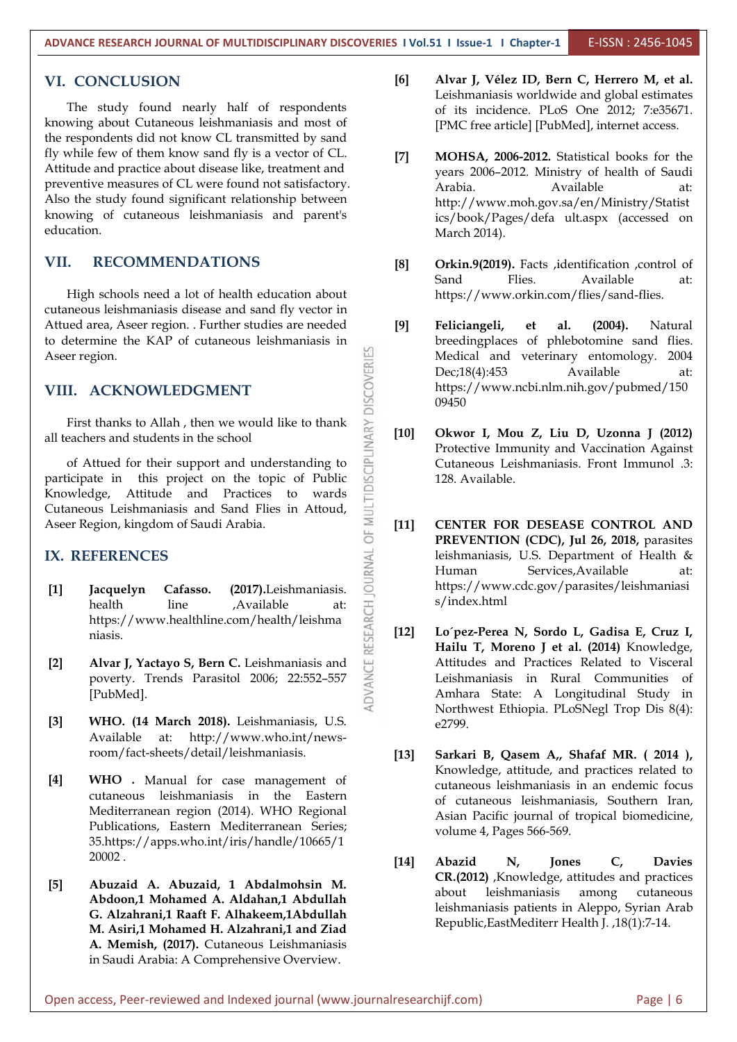## VI. CONCLUSION

The study found nearly half of respondents knowing about Cutaneous leishmaniasis and most of the respondents did not know CL transmitted by sand fly while few of them know sand fly is a vector of CL. Attitude and practice about disease like, treatment and preventive measures of CL were found not satisfactory. Also the study found significant relationship between knowing of cutaneous leishmaniasis and parent's education.

## VII. RECOMMENDATIONS

High schools need a lot of health education about cutaneous leishmaniasis disease and sand fly vector in Attued area, Aseer region. . Further studies are needed to determine the KAP of cutaneous leishmaniasis in Aseer region.

## VIII. ACKNOWLEDGMENT

First thanks to Allah , then we would like to thank all teachers and students in the school

of Attued for their support and understanding to participate in this project on the topic of Public Knowledge, Attitude and Practices to wards Cutaneous Leishmaniasis and Sand Flies in Attoud, Aseer Region, kingdom of Saudi Arabia.

## IX. REFERENCES

[1] **Jacquelyn Cafasso. (2017).**Leishmaniasis. health line ,Available at: https://www.healthline.com/health/leishmaniasis.

[2] **Alvar J, Yactayo S, Bern C.** Leishmaniasis and poverty. Trends Parasitol 2006; 22:552–557 [PubMed].

[3] **WHO. (14 March 2018).** Leishmaniasis, U.S. Available at: http://www.who.int/news-room/fact-sheets/detail/leishmaniasis.

[4] **WHO .** Manual for case management of cutaneous leishmaniasis in the Eastern Mediterranean region (2014). WHO Regional Publications, Eastern Mediterranean Series; 35.https://apps.who.int/iris/handle/10665/120002 .

[5] **Abuzaid A. Abuzaid, 1 Abdalmohsin M. Abdoon,1 Mohamed A. Aldahan,1 Abdullah G. Alzahrani,1 Raaft F. Alhakeem,1Abdullah M. Asiri,1 Mohamed H. Alzahrani,1 and Ziad A. Memish, (2017).** Cutaneous Leishmaniasis in Saudi Arabia: A Comprehensive Overview.

[6] **Alvar J, Vélez ID, Bern C, Herrero M, et al.** Leishmaniasis worldwide and global estimates of its incidence. PLoS One 2012; 7:e35671. [PMC free article] [PubMed], internet access.

[7] **MOHSA, 2006-2012.** Statistical books for the years 2006–2012. Ministry of health of Saudi Arabia. Available at: http://www.moh.gov.sa/en/Ministry/Statistics/book/Pages/defa ult.aspx (accessed on March 2014).

[8] **Orkin.9(2019).** Facts ,identification ,control of Sand Flies. Available at: https://www.orkin.com/flies/sand-flies.

[9] **Feliciangeli, et al. (2004).** Natural breedingplaces of phlebotomine sand flies. Medical and veterinary entomology. 2004 Dec;18(4):453 Available at: https://www.ncbi.nlm.nih.gov/pubmed/15009450

[10] **Okwor I, Mou Z, Liu D, Uzonna J (2012)** Protective Immunity and Vaccination Against Cutaneous Leishmaniasis. Front Immunol .3: 128. Available.

[11] **CENTER FOR DESEASE CONTROL AND PREVENTION (CDC), Jul 26, 2018,** parasites leishmaniasis, U.S. Department of Health & Human Services,Available at: https://www.cdc.gov/parasites/leishmaniasis/index.html

[12] **Lo´pez-Perea N, Sordo L, Gadisa E, Cruz I, Hailu T, Moreno J et al. (2014)** Knowledge, Attitudes and Practices Related to Visceral Leishmaniasis in Rural Communities of Amhara State: A Longitudinal Study in Northwest Ethiopia. PLoSNegl Trop Dis 8(4): e2799.

[13] **Sarkari B, Qasem A,, Shafaf MR. ( 2014 ),** Knowledge, attitude, and practices related to cutaneous leishmaniasis in an endemic focus of cutaneous leishmaniasis, Southern Iran, Asian Pacific journal of tropical biomedicine, volume 4, Pages 566-569.

[14] **Abazid N, Jones C, Davies CR.(2012)** ,Knowledge, attitudes and practices about leishmaniasis among cutaneous leishmaniasis patients in Aleppo, Syrian Arab Republic,EastMediterr Health J. ,18(1):7-14.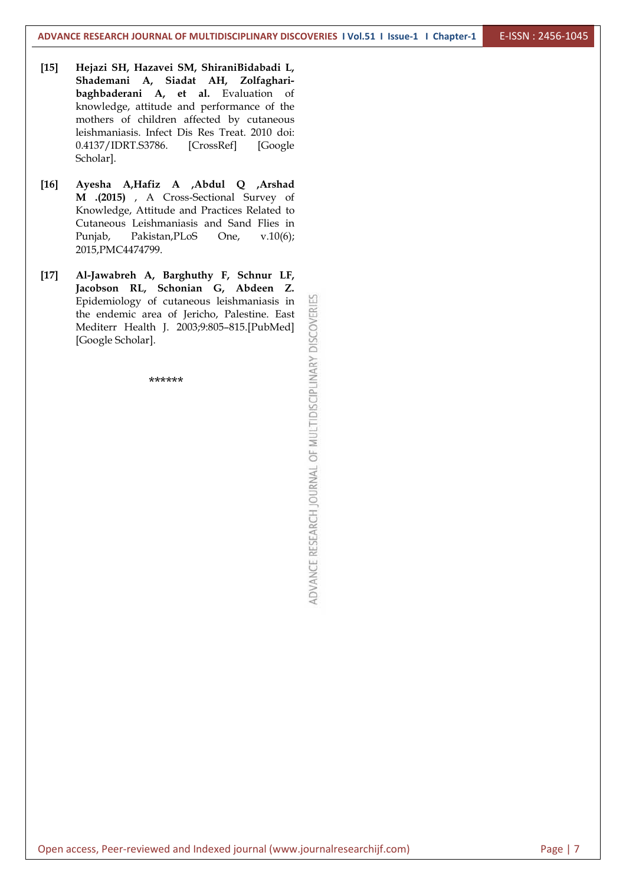[15] **Hejazi SH, Hazavei SM, ShiraniBidabadi L, Shademani A, Siadat AH, Zolfaghari-baghbaderani A, et al.** Evaluation of knowledge, attitude and performance of the mothers of children affected by cutaneous leishmaniasis. Infect Dis Res Treat. 2010 doi: 0.4137/IDRT.S3786. [CrossRef] [Google Scholar].

[16] **Ayesha A,Hafiz A ,Abdul Q ,Arshad M .(2015)** , A Cross-Sectional Survey of Knowledge, Attitude and Practices Related to Cutaneous Leishmaniasis and Sand Flies in Punjab, Pakistan,PLoS One, v.10(6); 2015,PMC4474799.

[17] **Al-Jawabreh A, Barghuthy F, Schnur LF, Jacobson RL, Schonian G, Abdeen Z.** Epidemiology of cutaneous leishmaniasis in the endemic area of Jericho, Palestine. East Mediterr Health J. 2003;9:805–815.[PubMed] [Google Scholar].

******